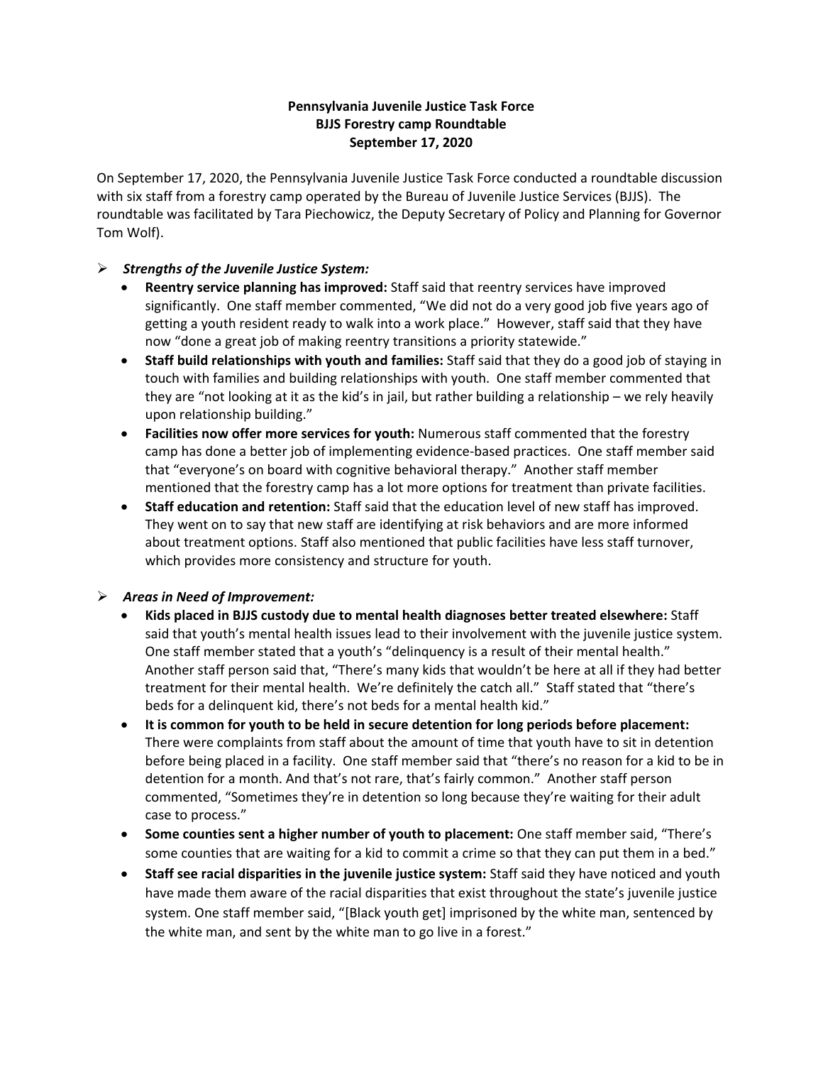**Pennsylvania Juvenile Justice Task Force**
**BJJS Forestry camp Roundtable**
**September 17, 2020**

On September 17, 2020, the Pennsylvania Juvenile Justice Task Force conducted a roundtable discussion with six staff from a forestry camp operated by the Bureau of Juvenile Justice Services (BJJS). The roundtable was facilitated by Tara Piechowicz, the Deputy Secretary of Policy and Planning for Governor Tom Wolf).

- ***Strengths of the Juvenile Justice System:***
  - **Reentry service planning has improved:** Staff said that reentry services have improved significantly. One staff member commented, "We did not do a very good job five years ago of getting a youth resident ready to walk into a work place." However, staff said that they have now "done a great job of making reentry transitions a priority statewide."
  - **Staff build relationships with youth and families:** Staff said that they do a good job of staying in touch with families and building relationships with youth. One staff member commented that they are "not looking at it as the kid's in jail, but rather building a relationship – we rely heavily upon relationship building."
  - **Facilities now offer more services for youth:** Numerous staff commented that the forestry camp has done a better job of implementing evidence-based practices. One staff member said that "everyone's on board with cognitive behavioral therapy." Another staff member mentioned that the forestry camp has a lot more options for treatment than private facilities.
  - **Staff education and retention:** Staff said that the education level of new staff has improved. They went on to say that new staff are identifying at risk behaviors and are more informed about treatment options. Staff also mentioned that public facilities have less staff turnover, which provides more consistency and structure for youth.

- ***Areas in Need of Improvement:***
  - **Kids placed in BJJS custody due to mental health diagnoses better treated elsewhere:** Staff said that youth's mental health issues lead to their involvement with the juvenile justice system. One staff member stated that a youth's "delinquency is a result of their mental health." Another staff person said that, "There's many kids that wouldn't be here at all if they had better treatment for their mental health. We're definitely the catch all." Staff stated that "there's beds for a delinquent kid, there's not beds for a mental health kid."
  - **It is common for youth to be held in secure detention for long periods before placement:** There were complaints from staff about the amount of time that youth have to sit in detention before being placed in a facility. One staff member said that "there's no reason for a kid to be in detention for a month. And that's not rare, that's fairly common." Another staff person commented, "Sometimes they're in detention so long because they're waiting for their adult case to process."
  - **Some counties sent a higher number of youth to placement:** One staff member said, "There's some counties that are waiting for a kid to commit a crime so that they can put them in a bed."
  - **Staff see racial disparities in the juvenile justice system:** Staff said they have noticed and youth have made them aware of the racial disparities that exist throughout the state's juvenile justice system. One staff member said, "[Black youth get] imprisoned by the white man, sentenced by the white man, and sent by the white man to go live in a forest."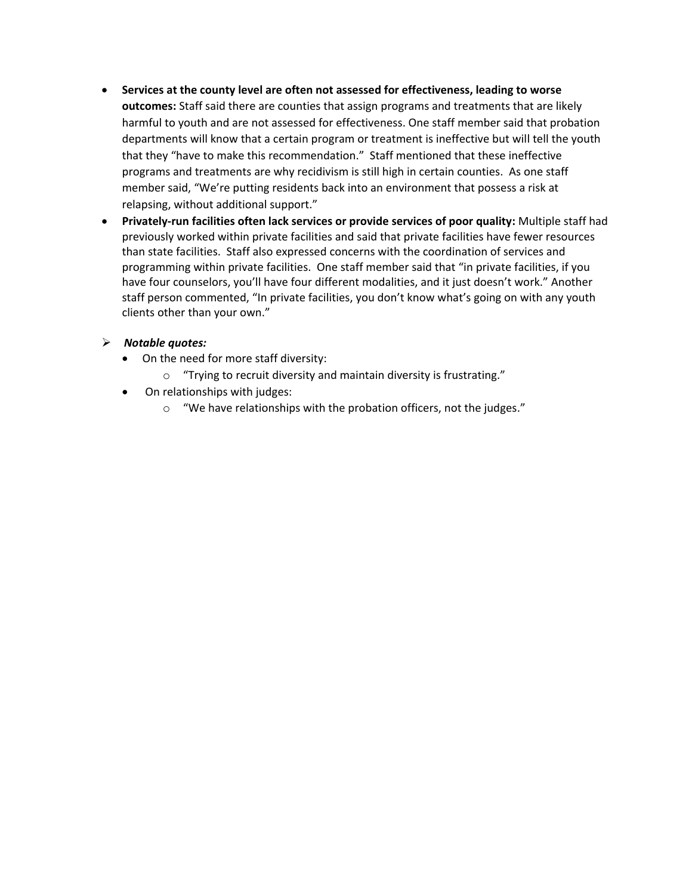- **Services at the county level are often not assessed for effectiveness, leading to worse outcomes:** Staff said there are counties that assign programs and treatments that are likely harmful to youth and are not assessed for effectiveness. One staff member said that probation departments will know that a certain program or treatment is ineffective but will tell the youth that they "have to make this recommendation." Staff mentioned that these ineffective programs and treatments are why recidivism is still high in certain counties. As one staff member said, "We're putting residents back into an environment that possess a risk at relapsing, without additional support."
- **Privately-run facilities often lack services or provide services of poor quality:** Multiple staff had previously worked within private facilities and said that private facilities have fewer resources than state facilities. Staff also expressed concerns with the coordination of services and programming within private facilities. One staff member said that "in private facilities, if you have four counselors, you'll have four different modalities, and it just doesn't work." Another staff person commented, "In private facilities, you don't know what's going on with any youth clients other than your own."

- ***Notable quotes:***
  - On the need for more staff diversity:
    - "Trying to recruit diversity and maintain diversity is frustrating."
  - On relationships with judges:
    - "We have relationships with the probation officers, not the judges."